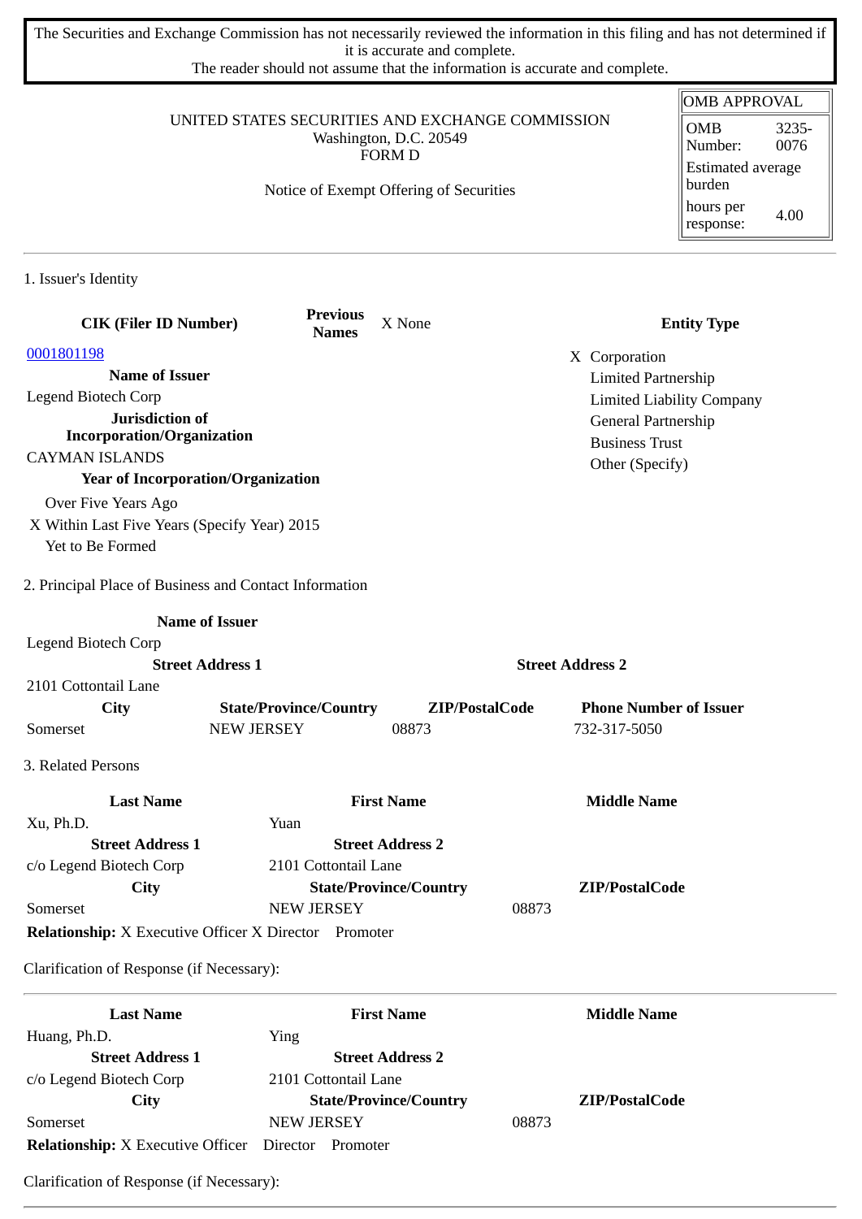The Securities and Exchange Commission has not necessarily reviewed the information in this filing and has not determined if it is accurate and complete.
The reader should not assume that the information is accurate and complete.

| OMB APPROVAL | |
|---|---|
| OMB Number: | 3235-0076 |
| Estimated average burden | |
| hours per response: | 4.00 |

UNITED STATES SECURITIES AND EXCHANGE COMMISSION
Washington, D.C. 20549
FORM D

Notice of Exempt Offering of Securities

## 1. Issuer's Identity

**CIK (Filer ID Number)**
0001801198

**Previous Names** X None

**Entity Type**
X Corporation
Limited Partnership
Limited Liability Company
General Partnership
Business Trust
Other (Specify)

**Name of Issuer**
Legend Biotech Corp

**Jurisdiction of Incorporation/Organization**
CAYMAN ISLANDS

**Year of Incorporation/Organization**
Over Five Years Ago
X Within Last Five Years (Specify Year) 2015
Yet to Be Formed

## 2. Principal Place of Business and Contact Information

| Name of Issuer | | | |
|---|---|---|---|
| Legend Biotech Corp | | | |
| **Street Address 1** | | **Street Address 2** | |
| 2101 Cottontail Lane | | | |
| **City** | **State/Province/Country** | **ZIP/PostalCode** | **Phone Number of Issuer** |
| Somerset | NEW JERSEY | 08873 | 732-317-5050 |

## 3. Related Persons

| Last Name | First Name | Middle Name |
|---|---|---|
| Xu, Ph.D. | Yuan | |
| **Street Address 1** | **Street Address 2** | |
| c/o Legend Biotech Corp | 2101 Cottontail Lane | |
| **City** | **State/Province/Country** | **ZIP/PostalCode** |
| Somerset | NEW JERSEY | 08873 |

**Relationship:** X Executive Officer X Director Promoter

Clarification of Response (if Necessary):

---

| Last Name | First Name | Middle Name |
|---|---|---|
| Huang, Ph.D. | Ying | |
| **Street Address 1** | **Street Address 2** | |
| c/o Legend Biotech Corp | 2101 Cottontail Lane | |
| **City** | **State/Province/Country** | **ZIP/PostalCode** |
| Somerset | NEW JERSEY | 08873 |

**Relationship:** X Executive Officer Director Promoter

Clarification of Response (if Necessary):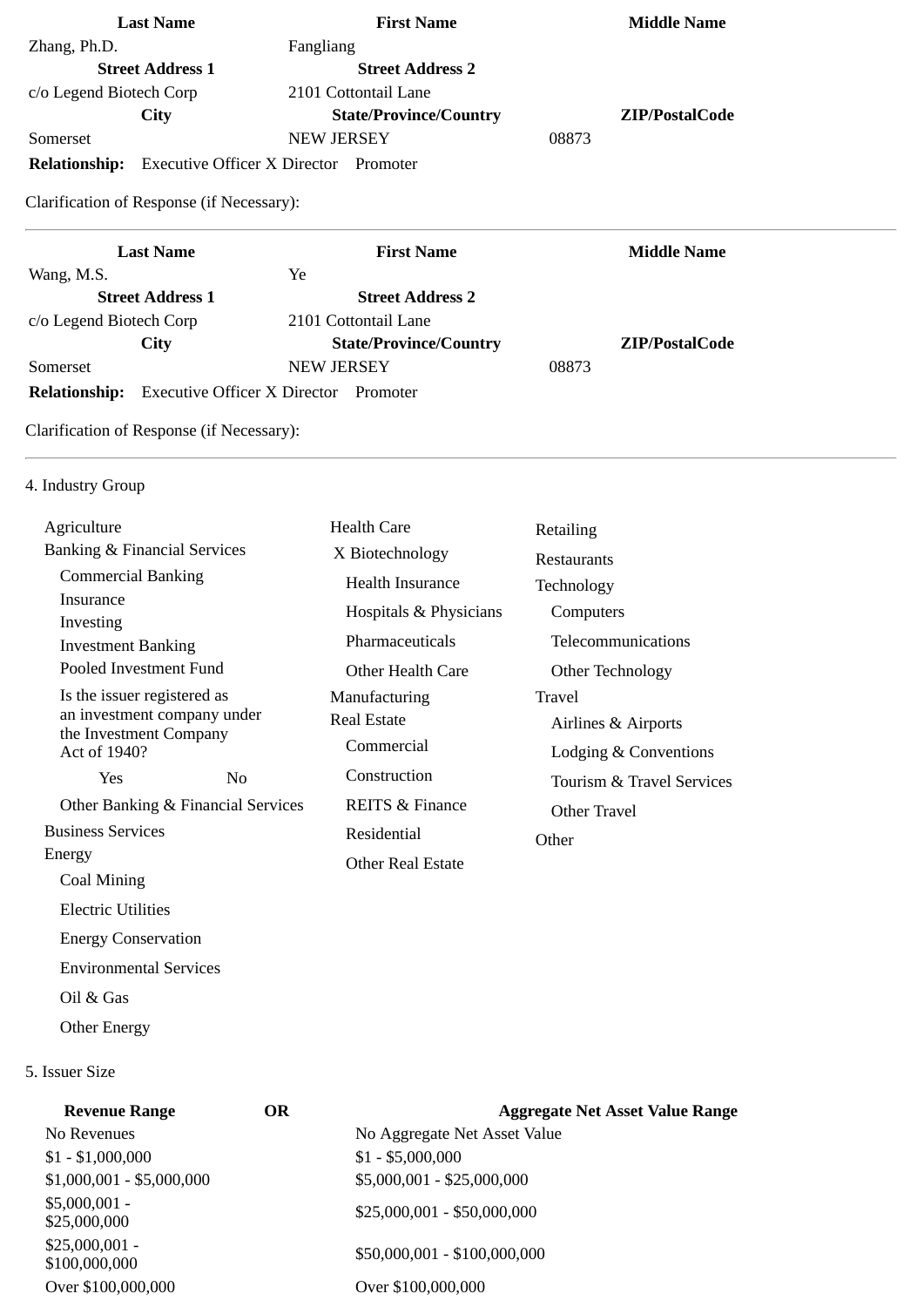| Last Name | First Name | Middle Name |
|---|---|---|
| Zhang, Ph.D. | Fangliang | |
| **Street Address 1** | **Street Address 2** | |
| c/o Legend Biotech Corp | 2101 Cottontail Lane | |
| **City** | **State/Province/Country** | **ZIP/PostalCode** |
| Somerset | NEW JERSEY | 08873 |

**Relationship:** Executive Officer X Director Promoter

Clarification of Response (if Necessary):

---

| Last Name | First Name | Middle Name |
|---|---|---|
| Wang, M.S. | Ye | |
| **Street Address 1** | **Street Address 2** | |
| c/o Legend Biotech Corp | 2101 Cottontail Lane | |
| **City** | **State/Province/Country** | **ZIP/PostalCode** |
| Somerset | NEW JERSEY | 08873 |

**Relationship:** Executive Officer X Director Promoter

Clarification of Response (if Necessary):

---

4. Industry Group

- Agriculture
- Banking & Financial Services
  - Commercial Banking
  - Insurance
  - Investing
  - Investment Banking
  - Pooled Investment Fund
  - Is the issuer registered as an investment company under the Investment Company Act of 1940?
    - Yes No
  - Other Banking & Financial Services
- Business Services
- Energy
  - Coal Mining
  - Electric Utilities
  - Energy Conservation
  - Environmental Services
  - Oil & Gas
  - Other Energy
- Health Care
  - X Biotechnology
  - Health Insurance
  - Hospitals & Physicians
  - Pharmaceuticals
  - Other Health Care
- Manufacturing
- Real Estate
  - Commercial
  - Construction
  - REITS & Finance
  - Residential
  - Other Real Estate
- Retailing
- Restaurants
- Technology
  - Computers
  - Telecommunications
  - Other Technology
- Travel
  - Airlines & Airports
  - Lodging & Conventions
  - Tourism & Travel Services
  - Other Travel
- Other

5. Issuer Size

| Revenue Range | OR | Aggregate Net Asset Value Range |
|---|---|---|
| No Revenues | | No Aggregate Net Asset Value |
| $1 - $1,000,000 | | $1 - $5,000,000 |
| $1,000,001 - $5,000,000 | | $5,000,001 - $25,000,000 |
| $5,000,001 - $25,000,000 | | $25,000,001 - $50,000,000 |
| $25,000,001 - $100,000,000 | | $50,000,001 - $100,000,000 |
| Over $100,000,000 | | Over $100,000,000 |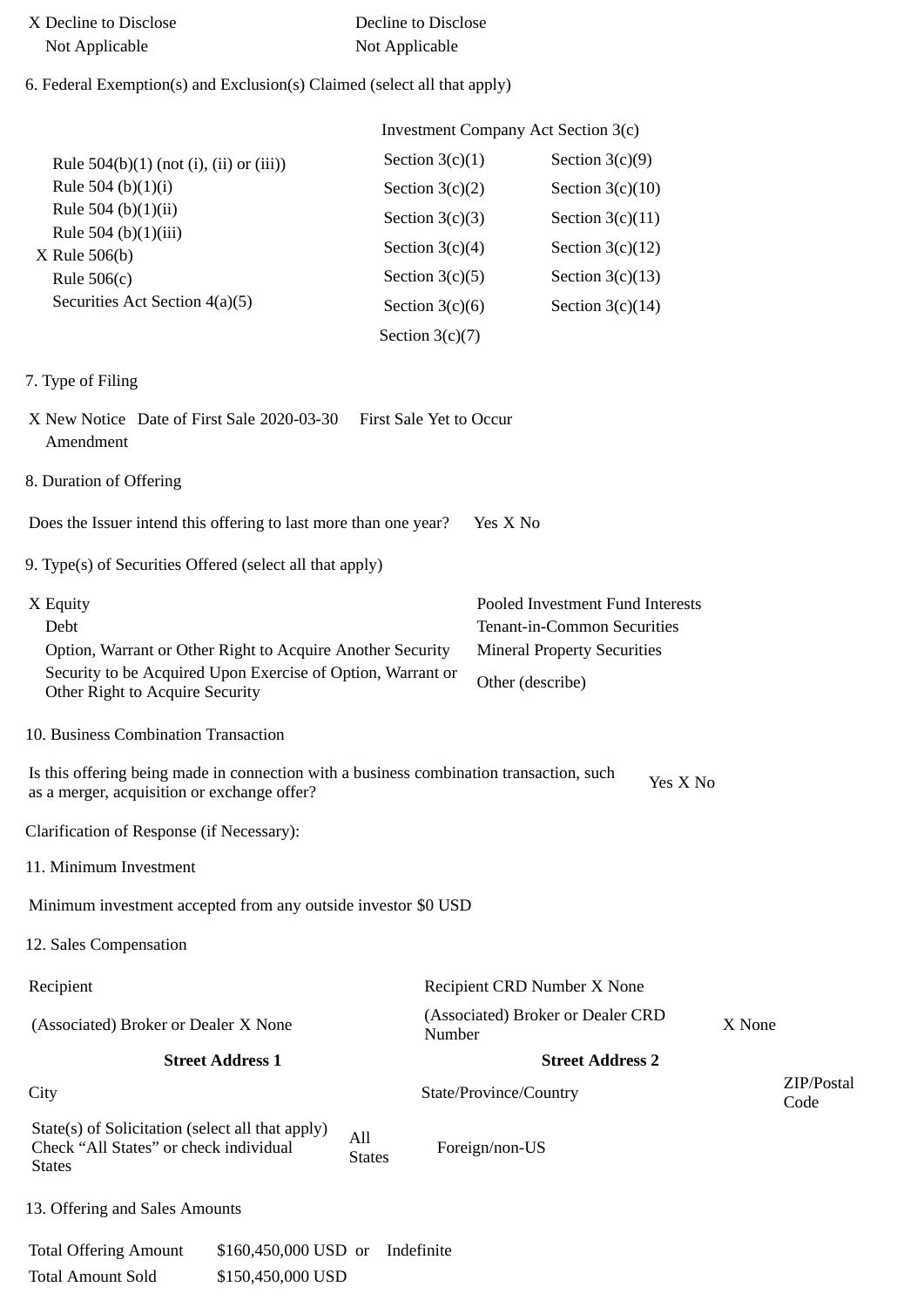| | |
|---|---|
| X Decline to Disclose | Decline to Disclose |
| Not Applicable | Not Applicable |

6. Federal Exemption(s) and Exclusion(s) Claimed (select all that apply)

| | Investment Company Act Section 3(c) | |
|---|---|---|
| Rule 504(b)(1) (not (i), (ii) or (iii)) | Section 3(c)(1) | Section 3(c)(9) |
| Rule 504 (b)(1)(i) | Section 3(c)(2) | Section 3(c)(10) |
| Rule 504 (b)(1)(ii) | Section 3(c)(3) | Section 3(c)(11) |
| Rule 504 (b)(1)(iii) | Section 3(c)(4) | Section 3(c)(12) |
| X Rule 506(b) | Section 3(c)(5) | Section 3(c)(13) |
| Rule 506(c) | Section 3(c)(6) | Section 3(c)(14) |
| Securities Act Section 4(a)(5) | Section 3(c)(7) | |

7. Type of Filing

X New Notice Date of First Sale 2020-03-30 First Sale Yet to Occur
Amendment

8. Duration of Offering

Does the Issuer intend this offering to last more than one year? Yes X No

9. Type(s) of Securities Offered (select all that apply)

| | |
|---|---|
| X Equity | Pooled Investment Fund Interests |
| Debt | Tenant-in-Common Securities |
| Option, Warrant or Other Right to Acquire Another Security | Mineral Property Securities |
| Security to be Acquired Upon Exercise of Option, Warrant or Other Right to Acquire Security | Other (describe) |

10. Business Combination Transaction

Is this offering being made in connection with a business combination transaction, such as a merger, acquisition or exchange offer? Yes X No

Clarification of Response (if Necessary):

11. Minimum Investment

Minimum investment accepted from any outside investor $0 USD

12. Sales Compensation

| | | | |
|---|---|---|---|
| Recipient | | Recipient CRD Number X None | |
| (Associated) Broker or Dealer X None | | (Associated) Broker or Dealer CRD Number | X None |
| **Street Address 1** | | **Street Address 2** | |
| City | | State/Province/Country | ZIP/Postal Code |
| State(s) of Solicitation (select all that apply) Check "All States" or check individual States | All States | Foreign/non-US | |

13. Offering and Sales Amounts

| | | |
|---|---|---|
| Total Offering Amount | $160,450,000 USD or | Indefinite |
| Total Amount Sold | $150,450,000 USD | |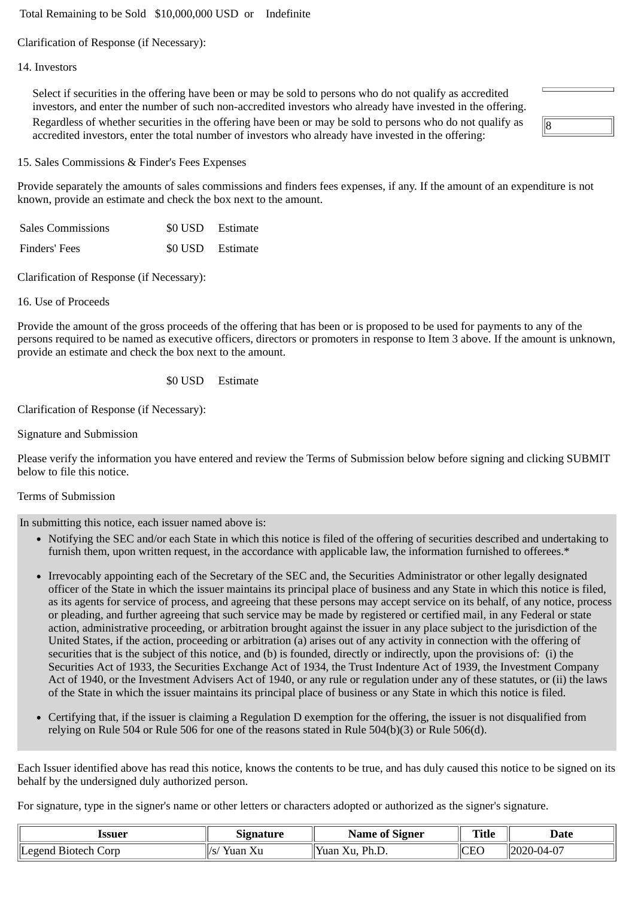| | | | |
|---|---|---|---|
| Total Remaining to be Sold | $10,000,000 USD | or | Indefinite |

Clarification of Response (if Necessary):

14. Investors

| | |
|---|---|
| Select if securities in the offering have been or may be sold to persons who do not qualify as accredited investors, and enter the number of such non-accredited investors who already have invested in the offering. | |
| Regardless of whether securities in the offering have been or may be sold to persons who do not qualify as accredited investors, enter the total number of investors who already have invested in the offering: | 8 |

15. Sales Commissions & Finder's Fees Expenses

Provide separately the amounts of sales commissions and finders fees expenses, if any. If the amount of an expenditure is not known, provide an estimate and check the box next to the amount.

| | | |
|---|---|---|
| Sales Commissions | $0 USD | Estimate |
| Finders' Fees | $0 USD | Estimate |

Clarification of Response (if Necessary):

16. Use of Proceeds

Provide the amount of the gross proceeds of the offering that has been or is proposed to be used for payments to any of the persons required to be named as executive officers, directors or promoters in response to Item 3 above. If the amount is unknown, provide an estimate and check the box next to the amount.

$0 USD Estimate

Clarification of Response (if Necessary):

Signature and Submission

Please verify the information you have entered and review the Terms of Submission below before signing and clicking SUBMIT below to file this notice.

Terms of Submission

In submitting this notice, each issuer named above is:

- Notifying the SEC and/or each State in which this notice is filed of the offering of securities described and undertaking to furnish them, upon written request, in the accordance with applicable law, the information furnished to offerees.*
- Irrevocably appointing each of the Secretary of the SEC and, the Securities Administrator or other legally designated officer of the State in which the issuer maintains its principal place of business and any State in which this notice is filed, as its agents for service of process, and agreeing that these persons may accept service on its behalf, of any notice, process or pleading, and further agreeing that such service may be made by registered or certified mail, in any Federal or state action, administrative proceeding, or arbitration brought against the issuer in any place subject to the jurisdiction of the United States, if the action, proceeding or arbitration (a) arises out of any activity in connection with the offering of securities that is the subject of this notice, and (b) is founded, directly or indirectly, upon the provisions of: (i) the Securities Act of 1933, the Securities Exchange Act of 1934, the Trust Indenture Act of 1939, the Investment Company Act of 1940, or the Investment Advisers Act of 1940, or any rule or regulation under any of these statutes, or (ii) the laws of the State in which the issuer maintains its principal place of business or any State in which this notice is filed.
- Certifying that, if the issuer is claiming a Regulation D exemption for the offering, the issuer is not disqualified from relying on Rule 504 or Rule 506 for one of the reasons stated in Rule 504(b)(3) or Rule 506(d).

Each Issuer identified above has read this notice, knows the contents to be true, and has duly caused this notice to be signed on its behalf by the undersigned duly authorized person.

For signature, type in the signer's name or other letters or characters adopted or authorized as the signer's signature.

| Issuer | Signature | Name of Signer | Title | Date |
|---|---|---|---|---|
| Legend Biotech Corp | /s/ Yuan Xu | Yuan Xu, Ph.D. | CEO | 2020-04-07 |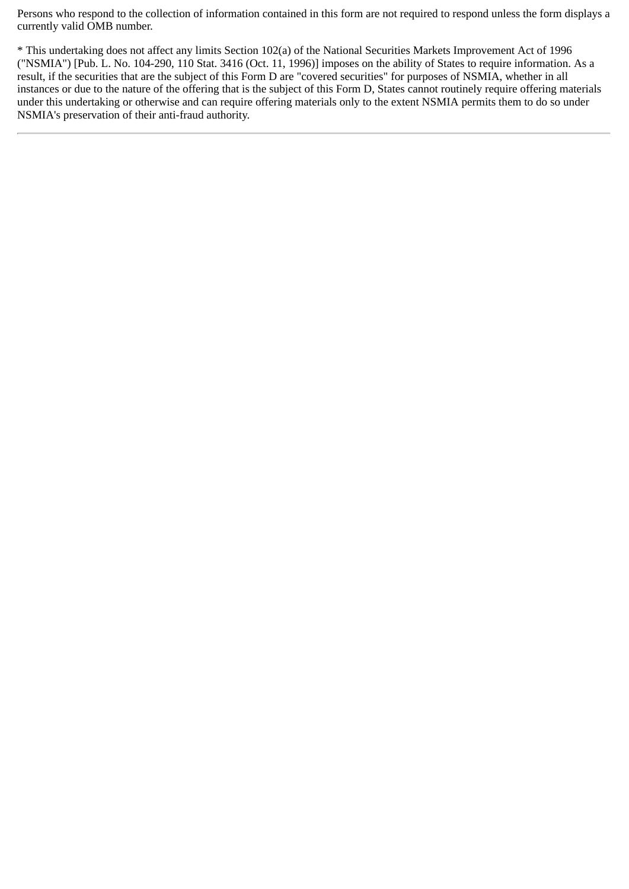Persons who respond to the collection of information contained in this form are not required to respond unless the form displays a currently valid OMB number.

* This undertaking does not affect any limits Section 102(a) of the National Securities Markets Improvement Act of 1996 ("NSMIA") [Pub. L. No. 104-290, 110 Stat. 3416 (Oct. 11, 1996)] imposes on the ability of States to require information. As a result, if the securities that are the subject of this Form D are "covered securities" for purposes of NSMIA, whether in all instances or due to the nature of the offering that is the subject of this Form D, States cannot routinely require offering materials under this undertaking or otherwise and can require offering materials only to the extent NSMIA permits them to do so under NSMIA's preservation of their anti-fraud authority.

---